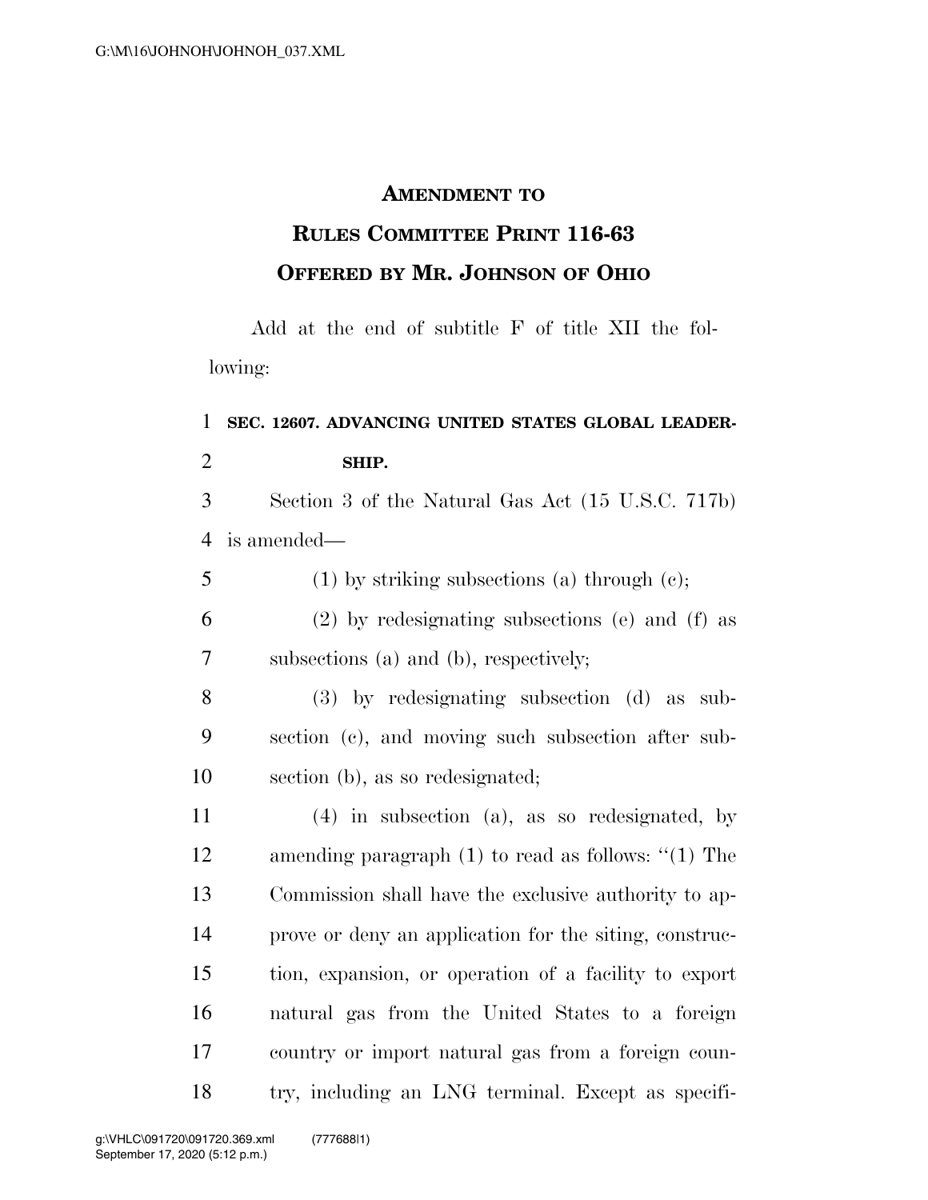# AMENDMENT TO RULES COMMITTEE PRINT 116-63 OFFERED BY MR. JOHNSON OF OHIO

Add at the end of subtitle F of title XII the following:

**SEC. 12607. ADVANCING UNITED STATES GLOBAL LEADERSHIP.**

Section 3 of the Natural Gas Act (15 U.S.C. 717b) is amended—

(1) by striking subsections (a) through (c);

(2) by redesignating subsections (e) and (f) as subsections (a) and (b), respectively;

(3) by redesignating subsection (d) as subsection (c), and moving such subsection after subsection (b), as so redesignated;

(4) in subsection (a), as so redesignated, by amending paragraph (1) to read as follows: ''(1) The Commission shall have the exclusive authority to approve or deny an application for the siting, construction, expansion, or operation of a facility to export natural gas from the United States to a foreign country or import natural gas from a foreign country, including an LNG terminal. Except as specifi-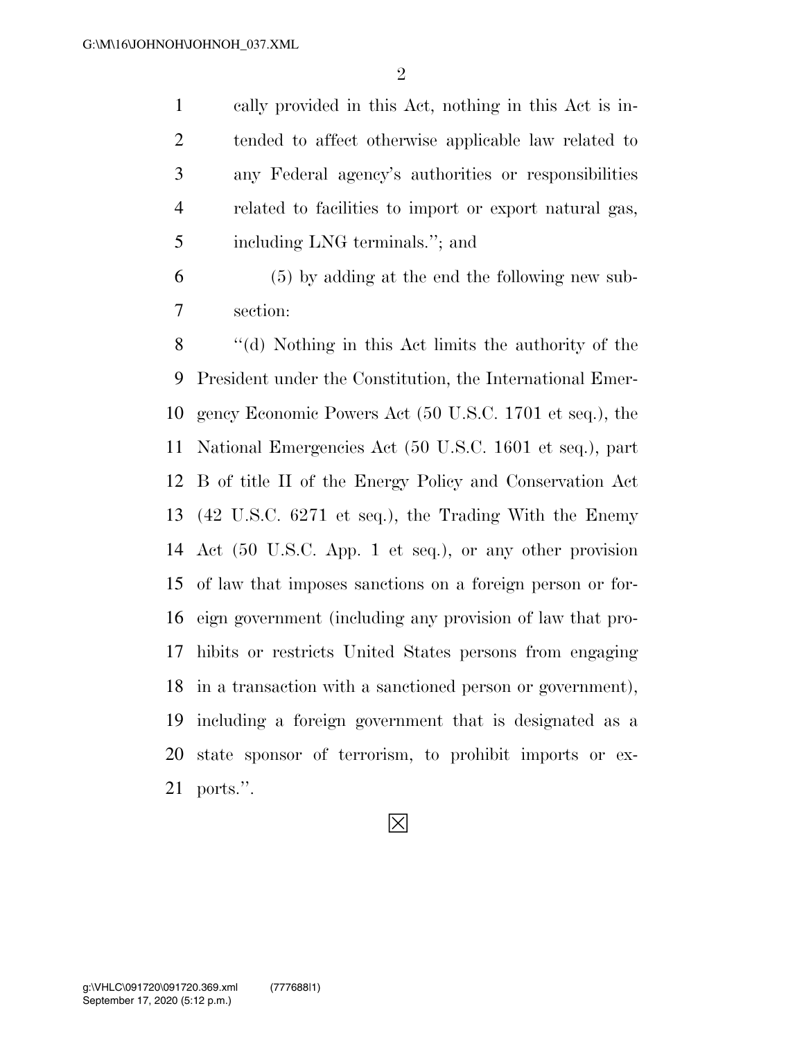cally provided in this Act, nothing in this Act is intended to affect otherwise applicable law related to any Federal agency's authorities or responsibilities related to facilities to import or export natural gas, including LNG terminals."; and

(5) by adding at the end the following new subsection:

"(d) Nothing in this Act limits the authority of the President under the Constitution, the International Emergency Economic Powers Act (50 U.S.C. 1701 et seq.), the National Emergencies Act (50 U.S.C. 1601 et seq.), part B of title II of the Energy Policy and Conservation Act (42 U.S.C. 6271 et seq.), the Trading With the Enemy Act (50 U.S.C. App. 1 et seq.), or any other provision of law that imposes sanctions on a foreign person or foreign government (including any provision of law that prohibits or restricts United States persons from engaging in a transaction with a sanctioned person or government), including a foreign government that is designated as a state sponsor of terrorism, to prohibit imports or exports.".

☒